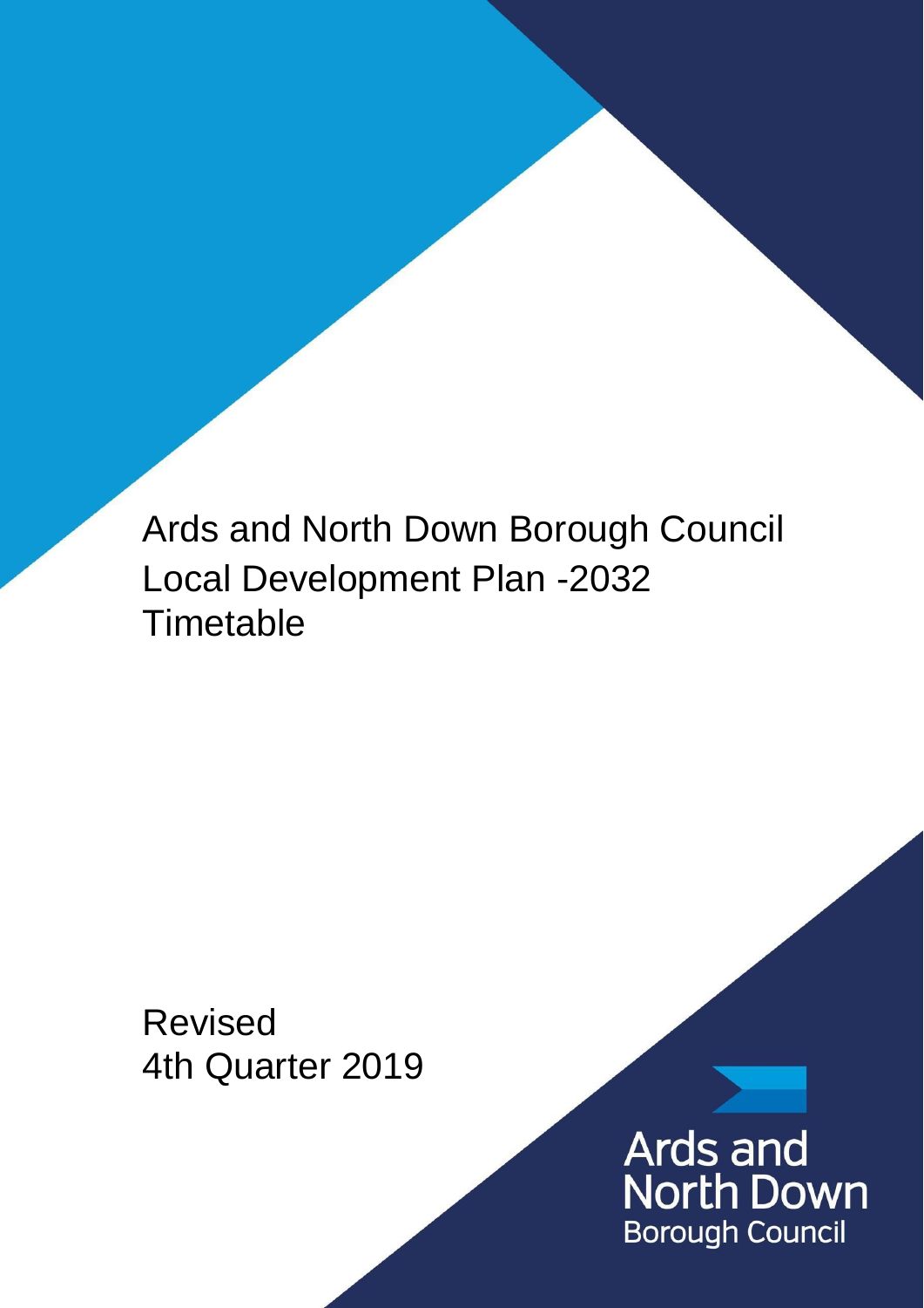# Ards and North Down Borough Council
# Local Development Plan -2032
# Timetable

Revised
4th Quarter 2019

Ards and North Down
Borough Council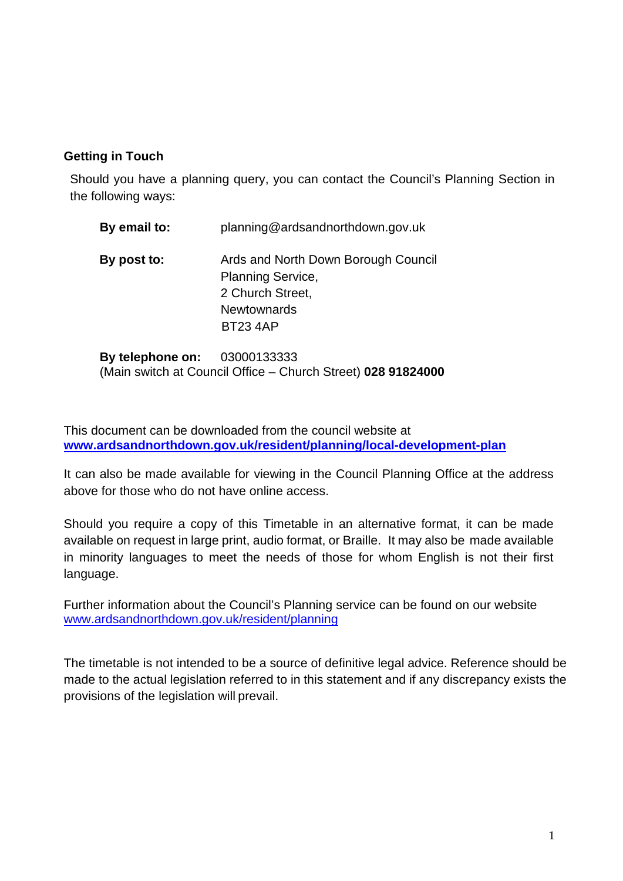## Getting in Touch

Should you have a planning query, you can contact the Council's Planning Section in the following ways:

**By email to:** planning@ardsandnorthdown.gov.uk

**By post to:** Ards and North Down Borough Council
Planning Service,
2 Church Street,
Newtownards
BT23 4AP

**By telephone on:** 03000133333
(Main switch at Council Office – Church Street) **028 91824000**

This document can be downloaded from the council website at **www.ardsandnorthdown.gov.uk/resident/planning/local-development-plan**

It can also be made available for viewing in the Council Planning Office at the address above for those who do not have online access.

Should you require a copy of this Timetable in an alternative format, it can be made available on request in large print, audio format, or Braille. It may also be made available in minority languages to meet the needs of those for whom English is not their first language.

Further information about the Council's Planning service can be found on our website www.ardsandnorthdown.gov.uk/resident/planning

The timetable is not intended to be a source of definitive legal advice. Reference should be made to the actual legislation referred to in this statement and if any discrepancy exists the provisions of the legislation will prevail.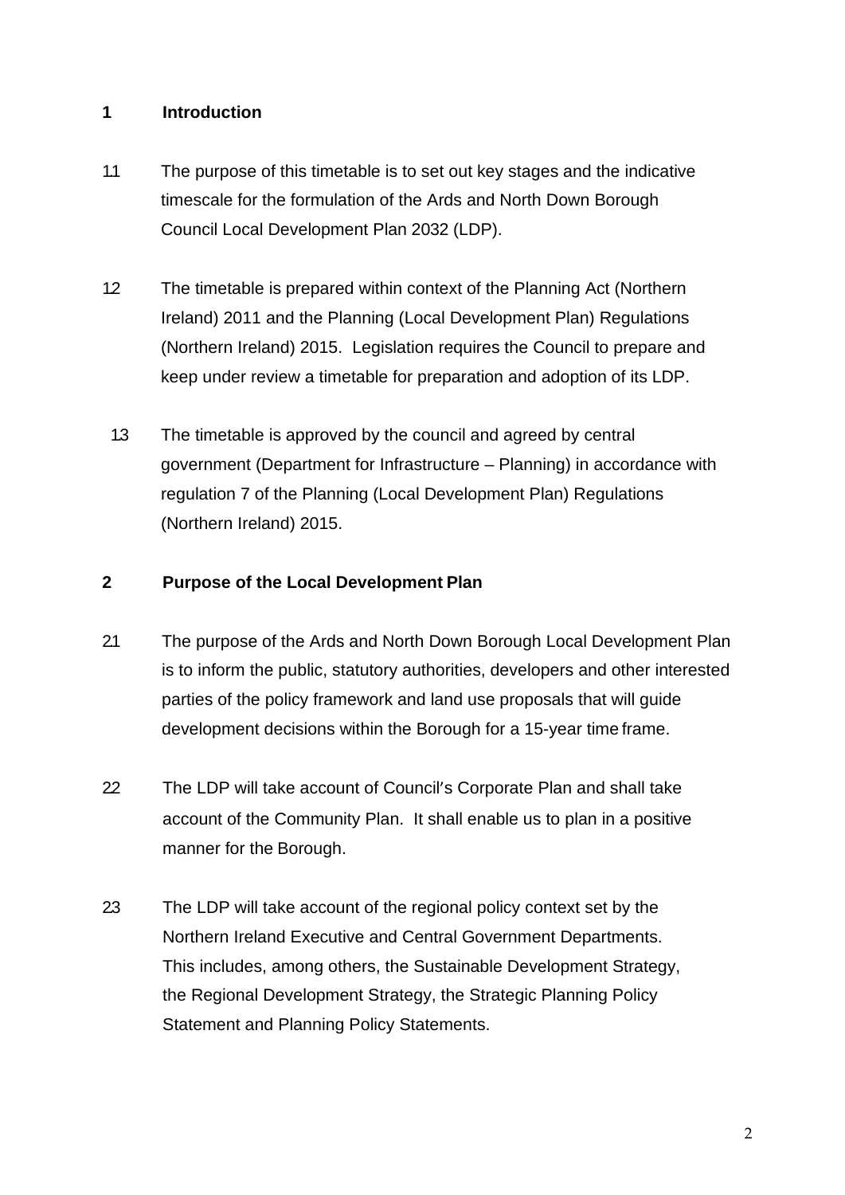## 1 Introduction

1.1 The purpose of this timetable is to set out key stages and the indicative timescale for the formulation of the Ards and North Down Borough Council Local Development Plan 2032 (LDP).

1.2 The timetable is prepared within context of the Planning Act (Northern Ireland) 2011 and the Planning (Local Development Plan) Regulations (Northern Ireland) 2015. Legislation requires the Council to prepare and keep under review a timetable for preparation and adoption of its LDP.

1.3 The timetable is approved by the council and agreed by central government (Department for Infrastructure – Planning) in accordance with regulation 7 of the Planning (Local Development Plan) Regulations (Northern Ireland) 2015.

## 2 Purpose of the Local Development Plan

2.1 The purpose of the Ards and North Down Borough Local Development Plan is to inform the public, statutory authorities, developers and other interested parties of the policy framework and land use proposals that will guide development decisions within the Borough for a 15-year time frame.

2.2 The LDP will take account of Council's Corporate Plan and shall take account of the Community Plan. It shall enable us to plan in a positive manner for the Borough.

2.3 The LDP will take account of the regional policy context set by the Northern Ireland Executive and Central Government Departments. This includes, among others, the Sustainable Development Strategy, the Regional Development Strategy, the Strategic Planning Policy Statement and Planning Policy Statements.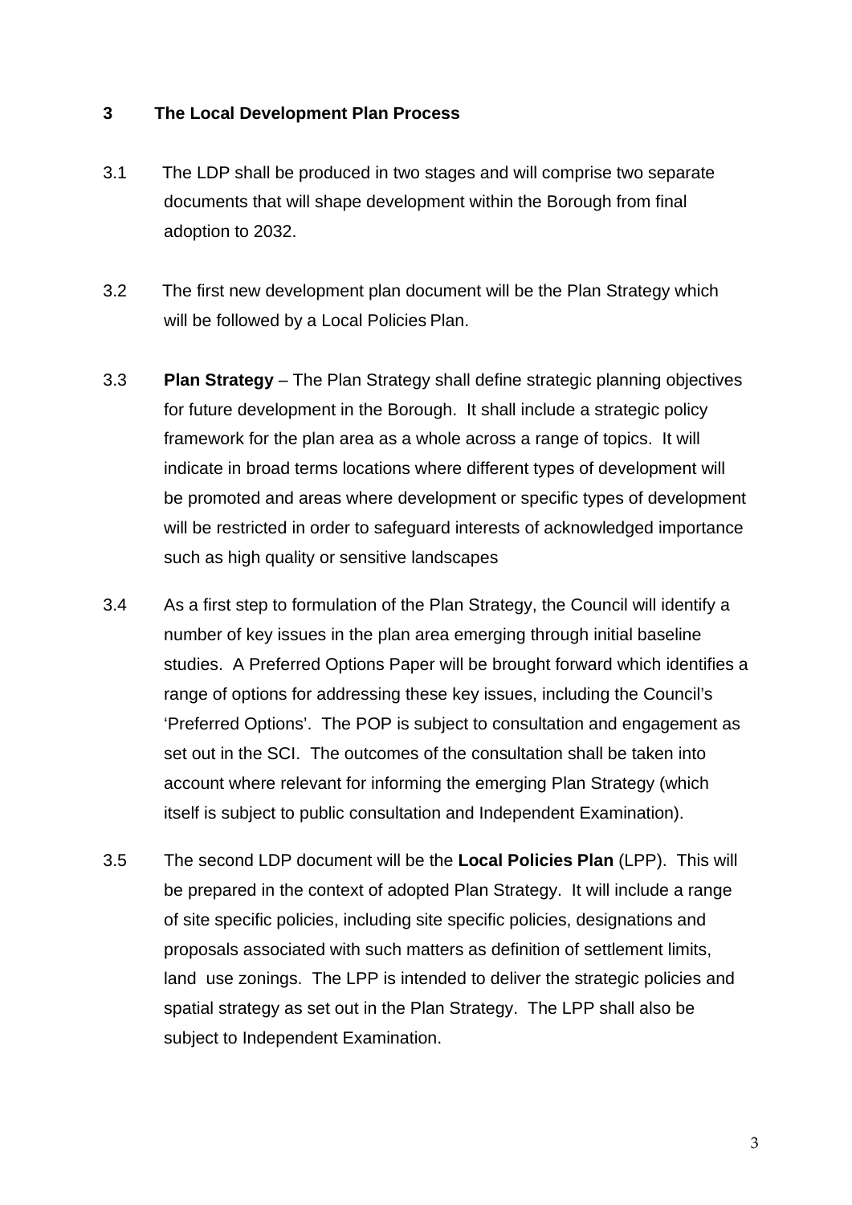## 3 The Local Development Plan Process

3.1 The LDP shall be produced in two stages and will comprise two separate documents that will shape development within the Borough from final adoption to 2032.

3.2 The first new development plan document will be the Plan Strategy which will be followed by a Local Policies Plan.

3.3 **Plan Strategy** – The Plan Strategy shall define strategic planning objectives for future development in the Borough. It shall include a strategic policy framework for the plan area as a whole across a range of topics. It will indicate in broad terms locations where different types of development will be promoted and areas where development or specific types of development will be restricted in order to safeguard interests of acknowledged importance such as high quality or sensitive landscapes

3.4 As a first step to formulation of the Plan Strategy, the Council will identify a number of key issues in the plan area emerging through initial baseline studies. A Preferred Options Paper will be brought forward which identifies a range of options for addressing these key issues, including the Council's 'Preferred Options'. The POP is subject to consultation and engagement as set out in the SCI. The outcomes of the consultation shall be taken into account where relevant for informing the emerging Plan Strategy (which itself is subject to public consultation and Independent Examination).

3.5 The second LDP document will be the **Local Policies Plan** (LPP). This will be prepared in the context of adopted Plan Strategy. It will include a range of site specific policies, including site specific policies, designations and proposals associated with such matters as definition of settlement limits, land use zonings. The LPP is intended to deliver the strategic policies and spatial strategy as set out in the Plan Strategy. The LPP shall also be subject to Independent Examination.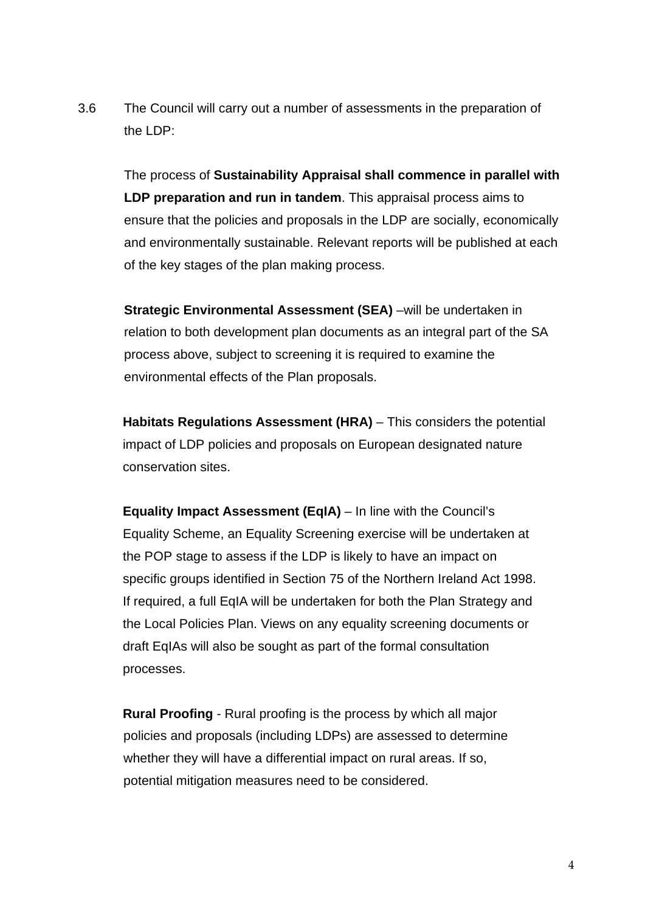3.6 The Council will carry out a number of assessments in the preparation of the LDP:

The process of **Sustainability Appraisal shall commence in parallel with LDP preparation and run in tandem**. This appraisal process aims to ensure that the policies and proposals in the LDP are socially, economically and environmentally sustainable. Relevant reports will be published at each of the key stages of the plan making process.

**Strategic Environmental Assessment (SEA)** –will be undertaken in relation to both development plan documents as an integral part of the SA process above, subject to screening it is required to examine the environmental effects of the Plan proposals.

**Habitats Regulations Assessment (HRA)** – This considers the potential impact of LDP policies and proposals on European designated nature conservation sites.

**Equality Impact Assessment (EqIA)** – In line with the Council's Equality Scheme, an Equality Screening exercise will be undertaken at the POP stage to assess if the LDP is likely to have an impact on specific groups identified in Section 75 of the Northern Ireland Act 1998. If required, a full EqIA will be undertaken for both the Plan Strategy and the Local Policies Plan. Views on any equality screening documents or draft EqIAs will also be sought as part of the formal consultation processes.

**Rural Proofing** - Rural proofing is the process by which all major policies and proposals (including LDPs) are assessed to determine whether they will have a differential impact on rural areas. If so, potential mitigation measures need to be considered.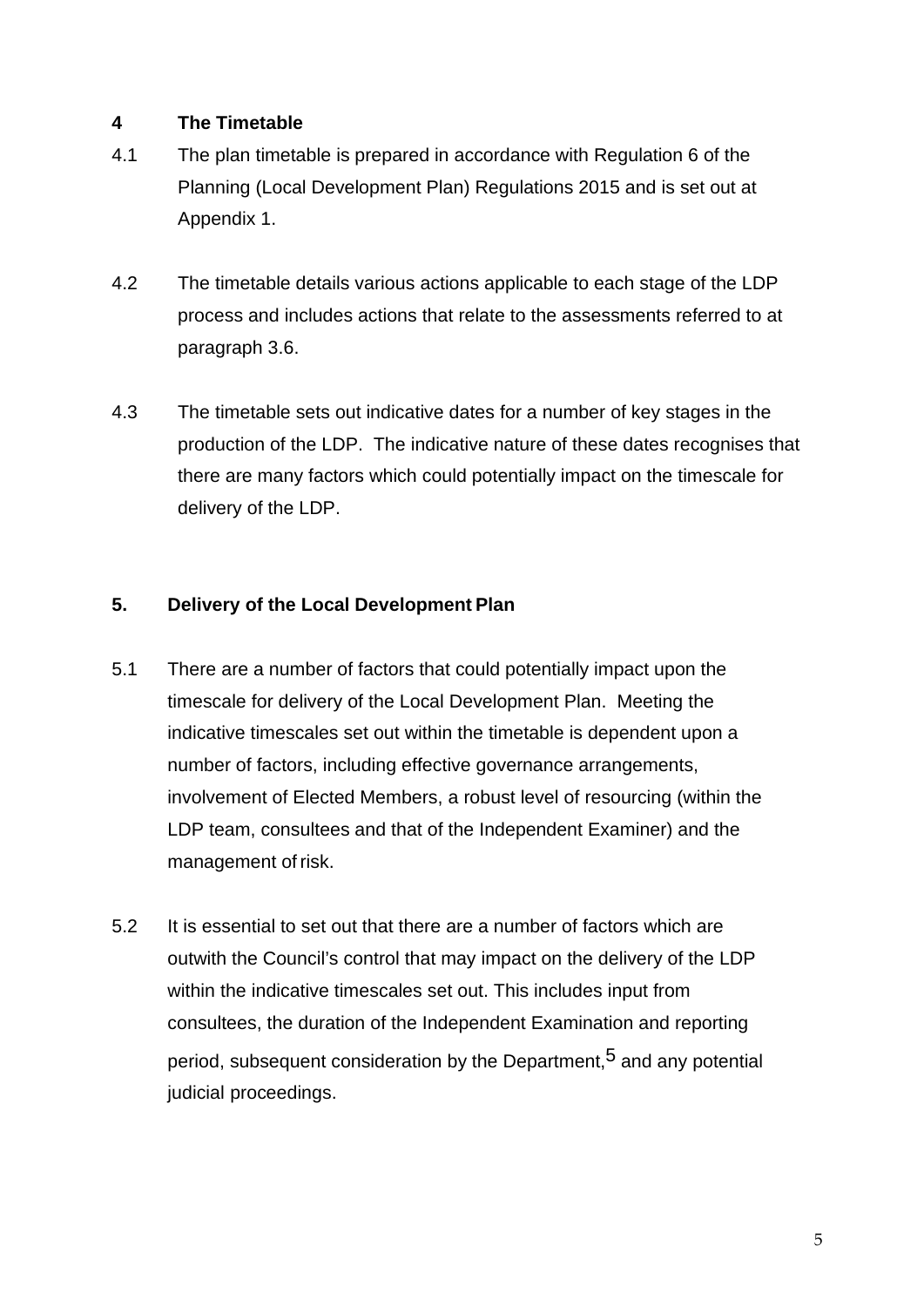## 4 The Timetable

4.1 The plan timetable is prepared in accordance with Regulation 6 of the Planning (Local Development Plan) Regulations 2015 and is set out at Appendix 1.

4.2 The timetable details various actions applicable to each stage of the LDP process and includes actions that relate to the assessments referred to at paragraph 3.6.

4.3 The timetable sets out indicative dates for a number of key stages in the production of the LDP. The indicative nature of these dates recognises that there are many factors which could potentially impact on the timescale for delivery of the LDP.

## 5. Delivery of the Local Development Plan

5.1 There are a number of factors that could potentially impact upon the timescale for delivery of the Local Development Plan. Meeting the indicative timescales set out within the timetable is dependent upon a number of factors, including effective governance arrangements, involvement of Elected Members, a robust level of resourcing (within the LDP team, consultees and that of the Independent Examiner) and the management of risk.

5.2 It is essential to set out that there are a number of factors which are outwith the Council's control that may impact on the delivery of the LDP within the indicative timescales set out. This includes input from consultees, the duration of the Independent Examination and reporting period, subsequent consideration by the Department,[5] and any potential judicial proceedings.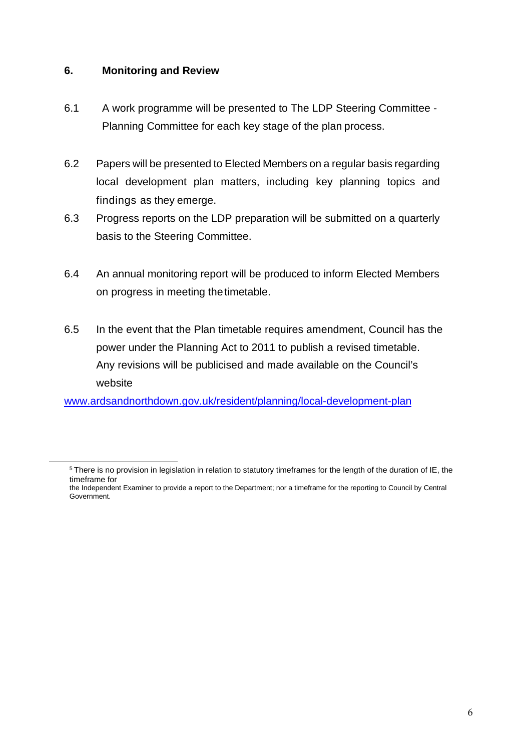## 6. Monitoring and Review

6.1 A work programme will be presented to The LDP Steering Committee - Planning Committee for each key stage of the plan process.

6.2 Papers will be presented to Elected Members on a regular basis regarding local development plan matters, including key planning topics and findings as they emerge.

6.3 Progress reports on the LDP preparation will be submitted on a quarterly basis to the Steering Committee.

6.4 An annual monitoring report will be produced to inform Elected Members on progress in meeting the timetable.

6.5 In the event that the Plan timetable requires amendment, Council has the power under the Planning Act to 2011 to publish a revised timetable. Any revisions will be publicised and made available on the Council's website

www.ardsandnorthdown.gov.uk/resident/planning/local-development-plan

---

[5] There is no provision in legislation in relation to statutory timeframes for the length of the duration of IE, the timeframe for the Independent Examiner to provide a report to the Department; nor a timeframe for the reporting to Council by Central Government.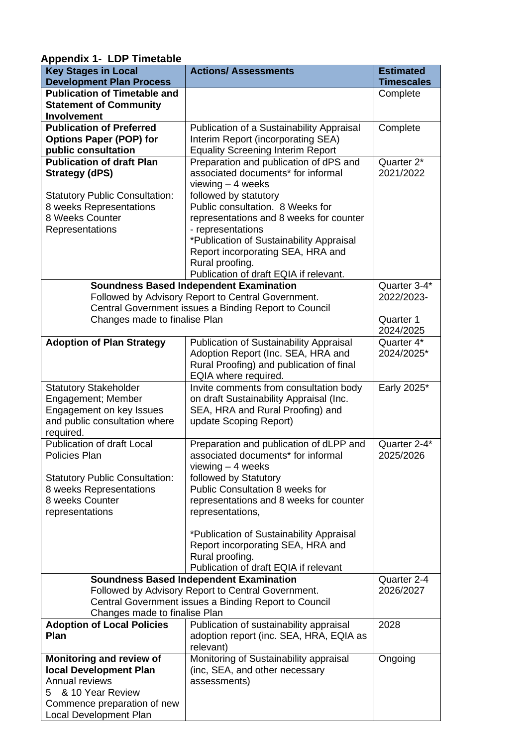## Appendix 1- LDP Timetable

| Key Stages in Local Development Plan Process | Actions/ Assessments | Estimated Timescales |
|---|---|---|
| **Publication of Timetable and Statement of Community Involvement** | | Complete |
| **Publication of Preferred Options Paper (POP) for public consultation** | Publication of a Sustainability Appraisal Interim Report (incorporating SEA)<br>Equality Screening Interim Report | Complete |
| **Publication of draft Plan Strategy (dPS)**<br><br>Statutory Public Consultation:<br>8 weeks Representations<br>8 Weeks Counter Representations | Preparation and publication of dPS and associated documents* for informal viewing – 4 weeks followed by statutory Public consultation. 8 Weeks for representations and 8 weeks for counter - representations<br>*Publication of Sustainability Appraisal Report incorporating SEA, HRA and Rural proofing.<br>Publication of draft EQIA if relevant. | Quarter 2* 2021/2022 |
| **Soundness Based Independent Examination**<br>Followed by Advisory Report to Central Government.<br>Central Government issues a Binding Report to Council<br>Changes made to finalise Plan | | Quarter 3-4* 2022/2023-<br><br>Quarter 1 2024/2025 |
| **Adoption of Plan Strategy** | Publication of Sustainability Appraisal Adoption Report (Inc. SEA, HRA and Rural Proofing) and publication of final EQIA where required. | Quarter 4* 2024/2025* |
| Statutory Stakeholder Engagement; Member Engagement on key Issues and public consultation where required. | Invite comments from consultation body on draft Sustainability Appraisal (Inc. SEA, HRA and Rural Proofing) and update Scoping Report) | Early 2025* |
| Publication of draft Local Policies Plan<br><br>Statutory Public Consultation:<br>8 weeks Representations<br>8 weeks Counter representations | Preparation and publication of dLPP and associated documents* for informal viewing – 4 weeks followed by Statutory Public Consultation 8 weeks for representations and 8 weeks for counter representations,<br><br>*Publication of Sustainability Appraisal Report incorporating SEA, HRA and Rural proofing.<br>Publication of draft EQIA if relevant | Quarter 2-4* 2025/2026 |
| **Soundness Based Independent Examination**<br>Followed by Advisory Report to Central Government.<br>Central Government issues a Binding Report to Council<br>Changes made to finalise Plan | | Quarter 2-4 2026/2027 |
| **Adoption of Local Policies Plan** | Publication of sustainability appraisal adoption report (inc. SEA, HRA, EQIA as relevant) | 2028 |
| **Monitoring and review of local Development Plan**<br>Annual reviews<br>5 & 10 Year Review<br>Commence preparation of new Local Development Plan | Monitoring of Sustainability appraisal (inc, SEA, and other necessary assessments) | Ongoing |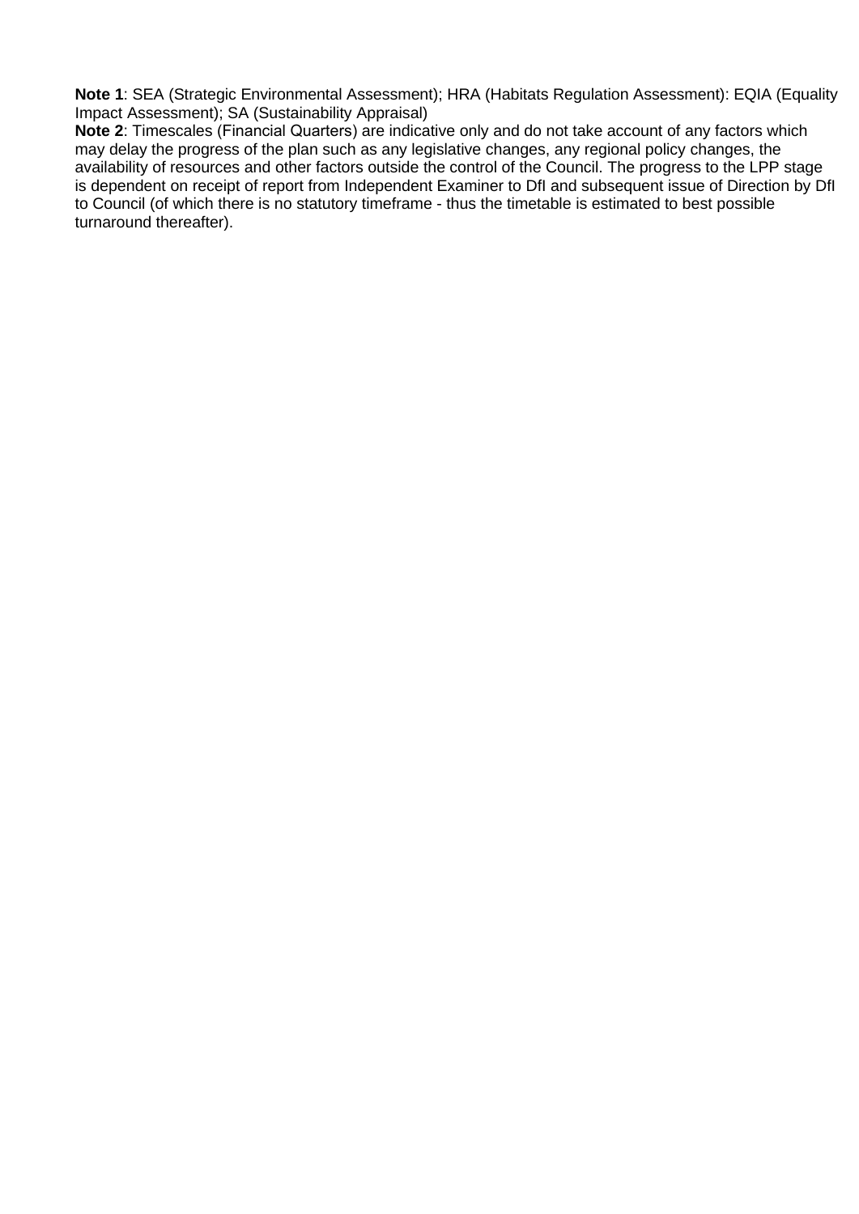**Note 1**: SEA (Strategic Environmental Assessment); HRA (Habitats Regulation Assessment): EQIA (Equality Impact Assessment); SA (Sustainability Appraisal)

**Note 2**: Timescales (Financial Quarters) are indicative only and do not take account of any factors which may delay the progress of the plan such as any legislative changes, any regional policy changes, the availability of resources and other factors outside the control of the Council. The progress to the LPP stage is dependent on receipt of report from Independent Examiner to DfI and subsequent issue of Direction by DfI to Council (of which there is no statutory timeframe - thus the timetable is estimated to best possible turnaround thereafter).